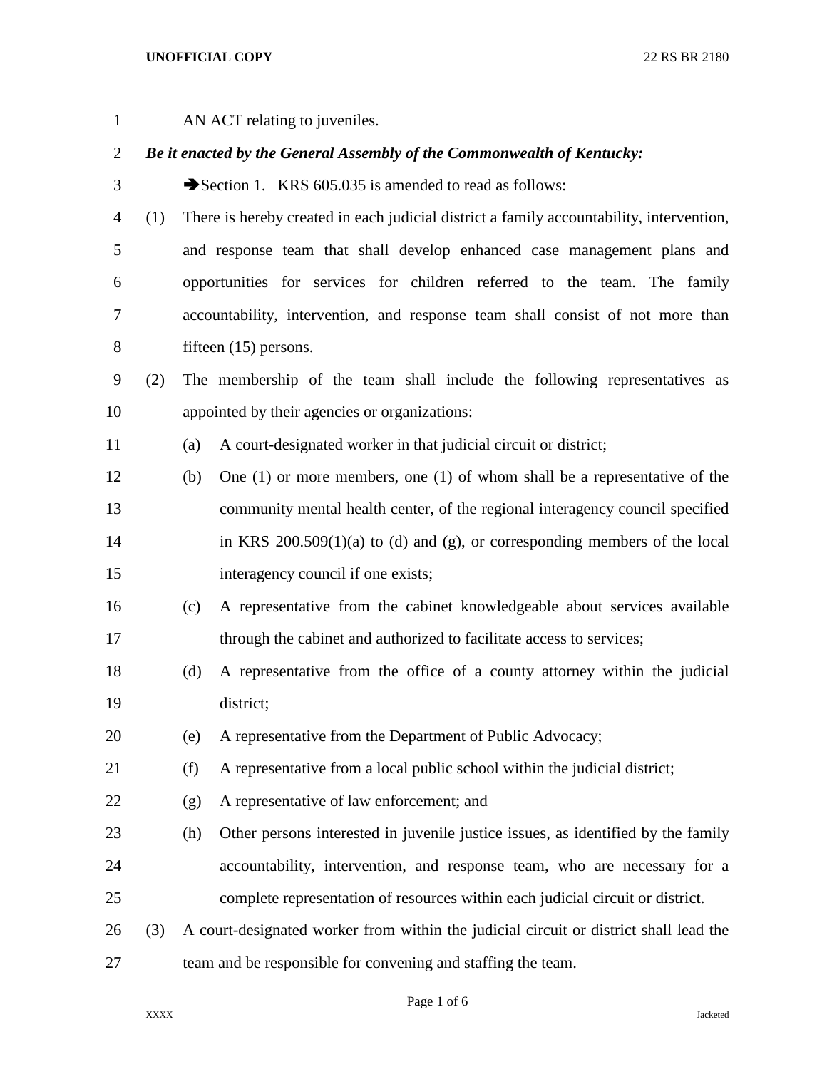AN ACT relating to juveniles.

***Be it enacted by the General Assembly of the Commonwealth of Kentucky:***

➔Section 1. KRS 605.035 is amended to read as follows:

(1) There is hereby created in each judicial district a family accountability, intervention, and response team that shall develop enhanced case management plans and opportunities for services for children referred to the team. The family accountability, intervention, and response team shall consist of not more than fifteen (15) persons.

(2) The membership of the team shall include the following representatives as appointed by their agencies or organizations:

(a) A court-designated worker in that judicial circuit or district;

(b) One (1) or more members, one (1) of whom shall be a representative of the community mental health center, of the regional interagency council specified in KRS 200.509(1)(a) to (d) and (g), or corresponding members of the local interagency council if one exists;

(c) A representative from the cabinet knowledgeable about services available through the cabinet and authorized to facilitate access to services;

(d) A representative from the office of a county attorney within the judicial district;

(e) A representative from the Department of Public Advocacy;

(f) A representative from a local public school within the judicial district;

(g) A representative of law enforcement; and

(h) Other persons interested in juvenile justice issues, as identified by the family accountability, intervention, and response team, who are necessary for a complete representation of resources within each judicial circuit or district.

(3) A court-designated worker from within the judicial circuit or district shall lead the team and be responsible for convening and staffing the team.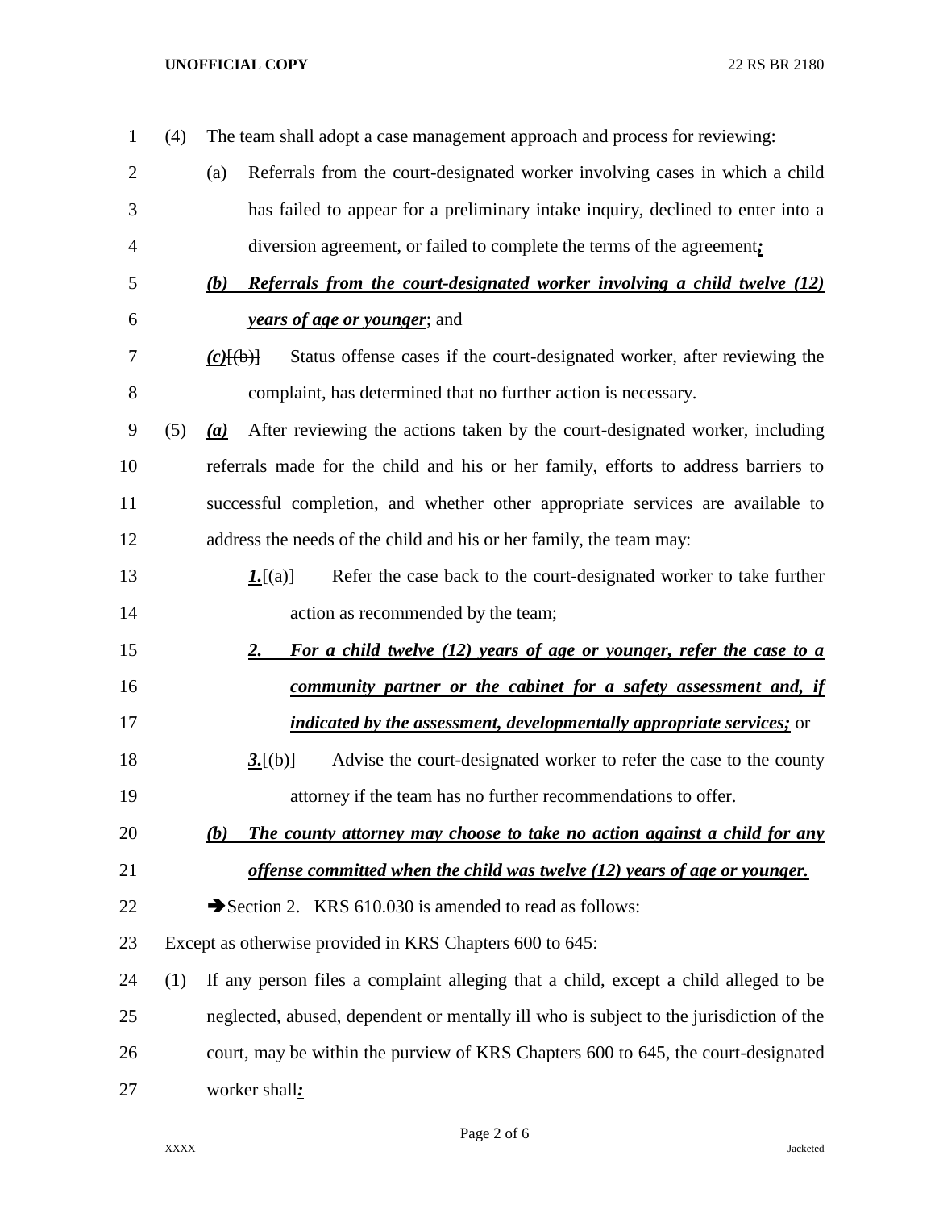(4) The team shall adopt a case management approach and process for reviewing:

(a) Referrals from the court-designated worker involving cases in which a child has failed to appear for a preliminary intake inquiry, declined to enter into a diversion agreement, or failed to complete the terms of the agreement***;***

***(b) Referrals from the court-designated worker involving a child twelve (12) years of age or younger***; and

***(c)***[(b)] Status offense cases if the court-designated worker, after reviewing the complaint, has determined that no further action is necessary.

(5) ***(a)*** After reviewing the actions taken by the court-designated worker, including referrals made for the child and his or her family, efforts to address barriers to successful completion, and whether other appropriate services are available to address the needs of the child and his or her family, the team may:

***1.***[(a)] Refer the case back to the court-designated worker to take further action as recommended by the team;

***2. For a child twelve (12) years of age or younger, refer the case to a community partner or the cabinet for a safety assessment and, if indicated by the assessment, developmentally appropriate services;*** or

***3.***[(b)] Advise the court-designated worker to refer the case to the county attorney if the team has no further recommendations to offer.

***(b) The county attorney may choose to take no action against a child for any offense committed when the child was twelve (12) years of age or younger.***

➔Section 2. KRS 610.030 is amended to read as follows:

Except as otherwise provided in KRS Chapters 600 to 645:

(1) If any person files a complaint alleging that a child, except a child alleged to be neglected, abused, dependent or mentally ill who is subject to the jurisdiction of the court, may be within the purview of KRS Chapters 600 to 645, the court-designated worker shall***:***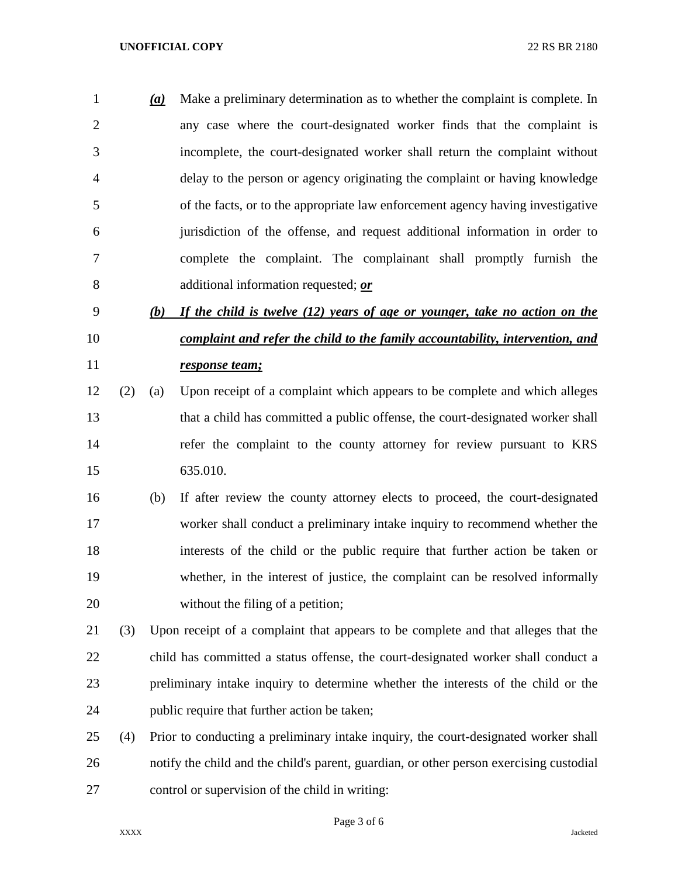*__(a)__* Make a preliminary determination as to whether the complaint is complete. In any case where the court-designated worker finds that the complaint is incomplete, the court-designated worker shall return the complaint without delay to the person or agency originating the complaint or having knowledge of the facts, or to the appropriate law enforcement agency having investigative jurisdiction of the offense, and request additional information in order to complete the complaint. The complainant shall promptly furnish the additional information requested; *__or__*

*__(b) If the child is twelve (12) years of age or younger, take no action on the complaint and refer the child to the family accountability, intervention, and response team;__*

(2) (a) Upon receipt of a complaint which appears to be complete and which alleges that a child has committed a public offense, the court-designated worker shall refer the complaint to the county attorney for review pursuant to KRS 635.010.

(b) If after review the county attorney elects to proceed, the court-designated worker shall conduct a preliminary intake inquiry to recommend whether the interests of the child or the public require that further action be taken or whether, in the interest of justice, the complaint can be resolved informally without the filing of a petition;

(3) Upon receipt of a complaint that appears to be complete and that alleges that the child has committed a status offense, the court-designated worker shall conduct a preliminary intake inquiry to determine whether the interests of the child or the public require that further action be taken;

(4) Prior to conducting a preliminary intake inquiry, the court-designated worker shall notify the child and the child's parent, guardian, or other person exercising custodial control or supervision of the child in writing: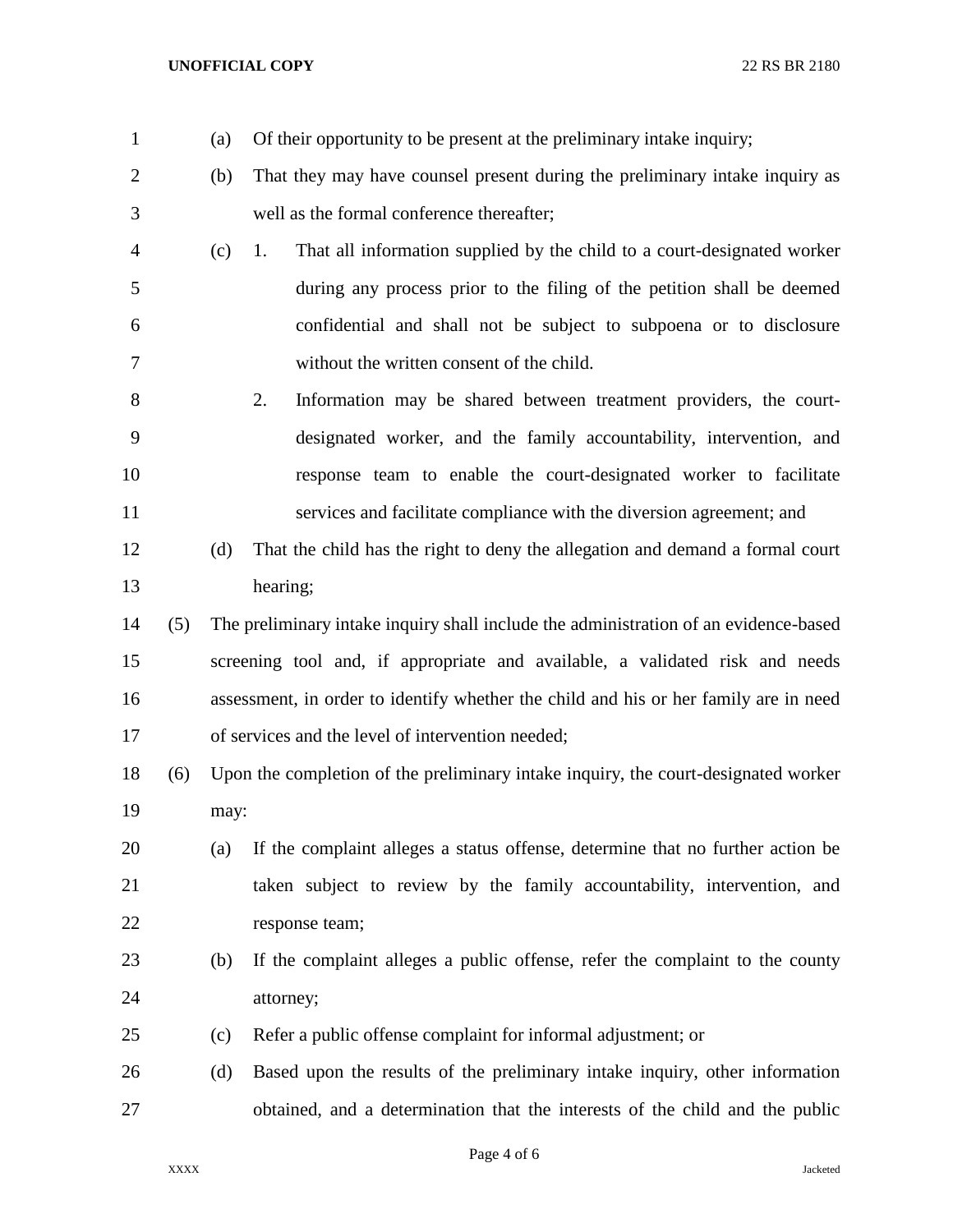(a) Of their opportunity to be present at the preliminary intake inquiry;

(b) That they may have counsel present during the preliminary intake inquiry as well as the formal conference thereafter;

(c) 1. That all information supplied by the child to a court-designated worker during any process prior to the filing of the petition shall be deemed confidential and shall not be subject to subpoena or to disclosure without the written consent of the child.

2. Information may be shared between treatment providers, the court-designated worker, and the family accountability, intervention, and response team to enable the court-designated worker to facilitate services and facilitate compliance with the diversion agreement; and

(d) That the child has the right to deny the allegation and demand a formal court hearing;

(5) The preliminary intake inquiry shall include the administration of an evidence-based screening tool and, if appropriate and available, a validated risk and needs assessment, in order to identify whether the child and his or her family are in need of services and the level of intervention needed;

(6) Upon the completion of the preliminary intake inquiry, the court-designated worker may:

(a) If the complaint alleges a status offense, determine that no further action be taken subject to review by the family accountability, intervention, and response team;

(b) If the complaint alleges a public offense, refer the complaint to the county attorney;

(c) Refer a public offense complaint for informal adjustment; or

(d) Based upon the results of the preliminary intake inquiry, other information obtained, and a determination that the interests of the child and the public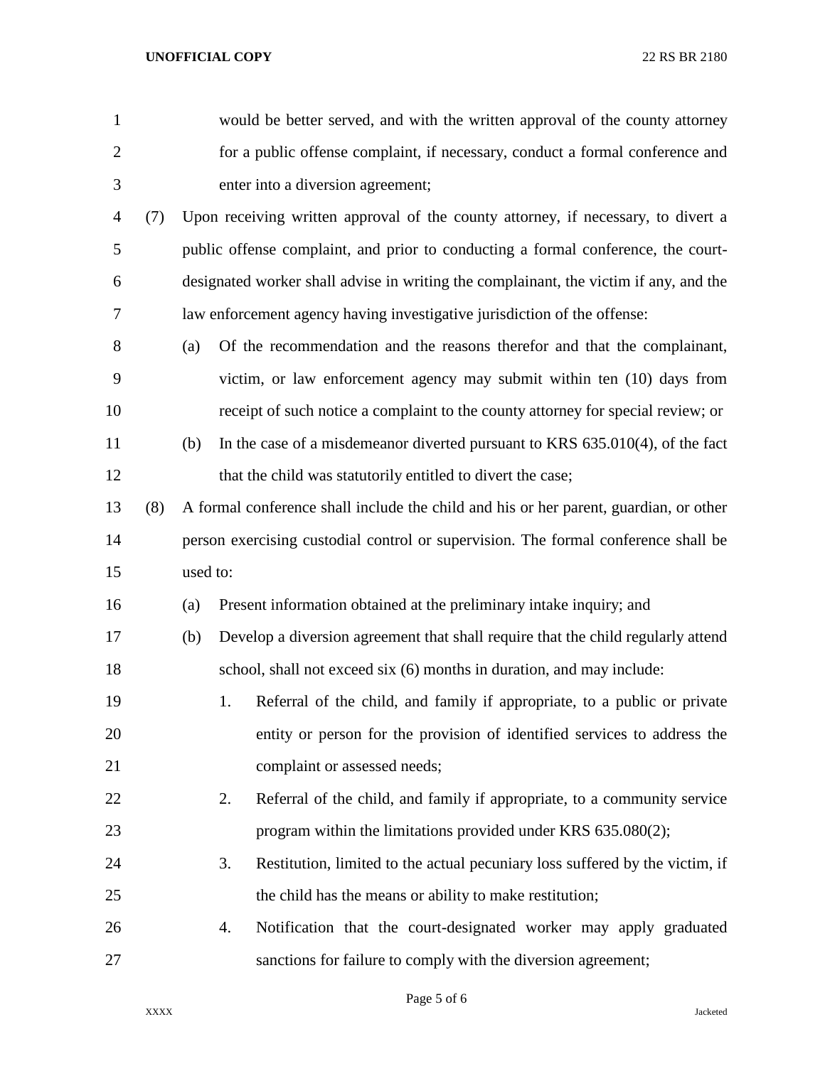would be better served, and with the written approval of the county attorney for a public offense complaint, if necessary, conduct a formal conference and enter into a diversion agreement;

(7) Upon receiving written approval of the county attorney, if necessary, to divert a public offense complaint, and prior to conducting a formal conference, the court-designated worker shall advise in writing the complainant, the victim if any, and the law enforcement agency having investigative jurisdiction of the offense:

(a) Of the recommendation and the reasons therefor and that the complainant, victim, or law enforcement agency may submit within ten (10) days from receipt of such notice a complaint to the county attorney for special review; or

(b) In the case of a misdemeanor diverted pursuant to KRS 635.010(4), of the fact that the child was statutorily entitled to divert the case;

(8) A formal conference shall include the child and his or her parent, guardian, or other person exercising custodial control or supervision. The formal conference shall be used to:

(a) Present information obtained at the preliminary intake inquiry; and

(b) Develop a diversion agreement that shall require that the child regularly attend school, shall not exceed six (6) months in duration, and may include:

1. Referral of the child, and family if appropriate, to a public or private entity or person for the provision of identified services to address the complaint or assessed needs;

2. Referral of the child, and family if appropriate, to a community service program within the limitations provided under KRS 635.080(2);

3. Restitution, limited to the actual pecuniary loss suffered by the victim, if the child has the means or ability to make restitution;

4. Notification that the court-designated worker may apply graduated sanctions for failure to comply with the diversion agreement;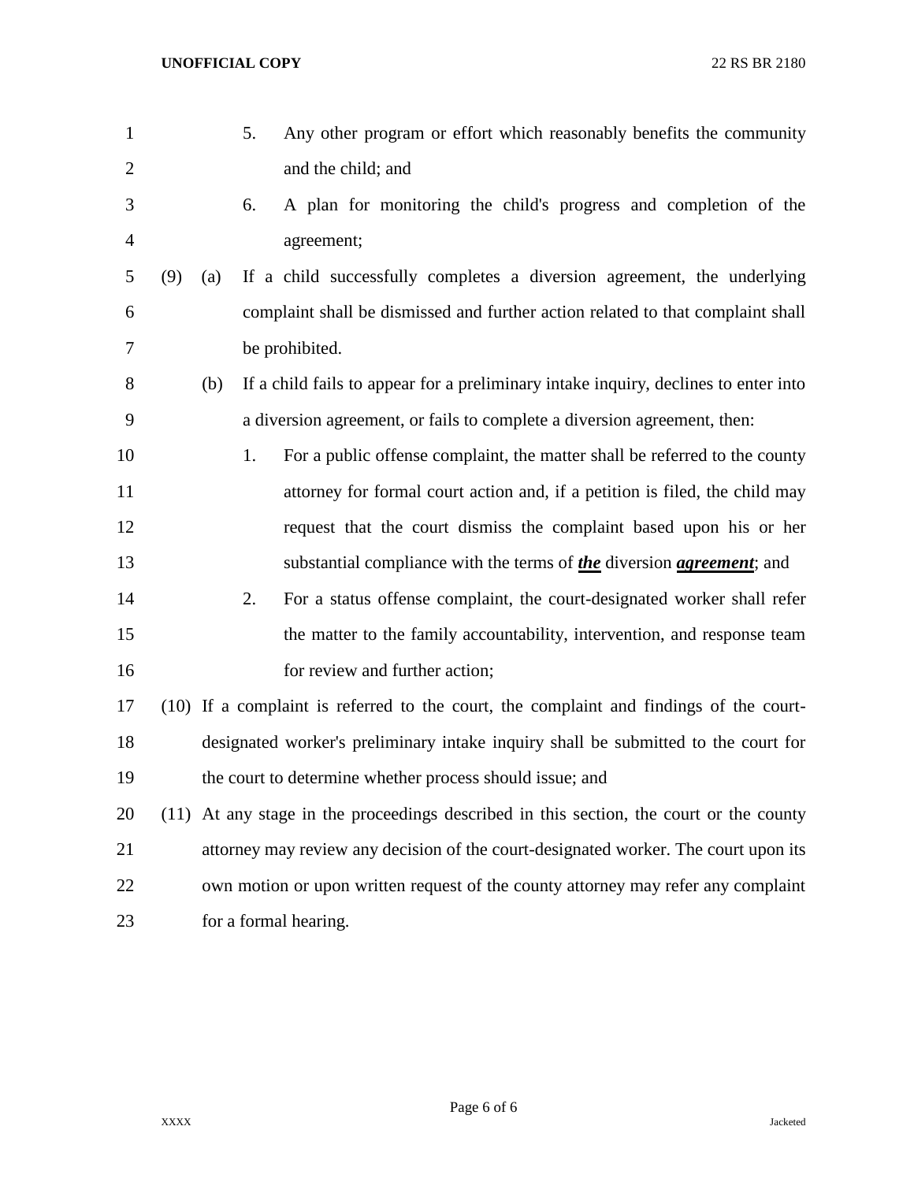5. Any other program or effort which reasonably benefits the community and the child; and

6. A plan for monitoring the child's progress and completion of the agreement;

(9) (a) If a child successfully completes a diversion agreement, the underlying complaint shall be dismissed and further action related to that complaint shall be prohibited.

(b) If a child fails to appear for a preliminary intake inquiry, declines to enter into a diversion agreement, or fails to complete a diversion agreement, then:

1. For a public offense complaint, the matter shall be referred to the county attorney for formal court action and, if a petition is filed, the child may request that the court dismiss the complaint based upon his or her substantial compliance with the terms of ***the*** diversion ***agreement***; and

2. For a status offense complaint, the court-designated worker shall refer the matter to the family accountability, intervention, and response team for review and further action;

(10) If a complaint is referred to the court, the complaint and findings of the court-designated worker's preliminary intake inquiry shall be submitted to the court for the court to determine whether process should issue; and

(11) At any stage in the proceedings described in this section, the court or the county attorney may review any decision of the court-designated worker. The court upon its own motion or upon written request of the county attorney may refer any complaint for a formal hearing.